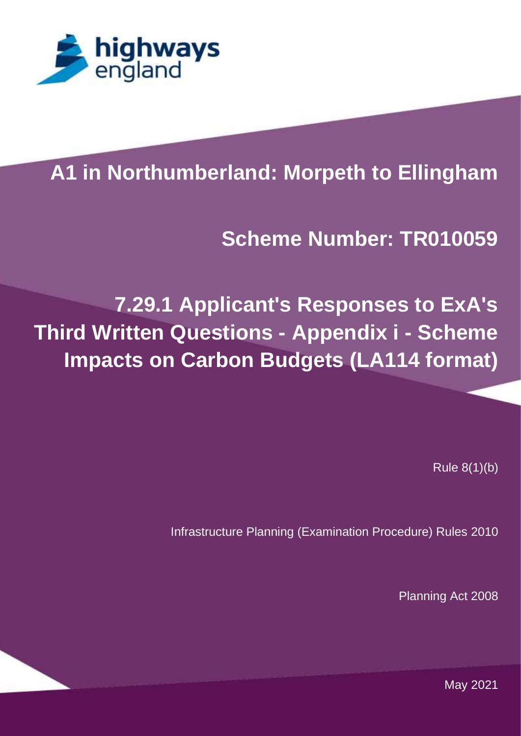highways england

# A1 in Northumberland: Morpeth to Ellingham

## Scheme Number: TR010059

## 7.29.1 Applicant's Responses to ExA's Third Written Questions - Appendix i - Scheme Impacts on Carbon Budgets (LA114 format)

Rule 8(1)(b)

Infrastructure Planning (Examination Procedure) Rules 2010

Planning Act 2008

May 2021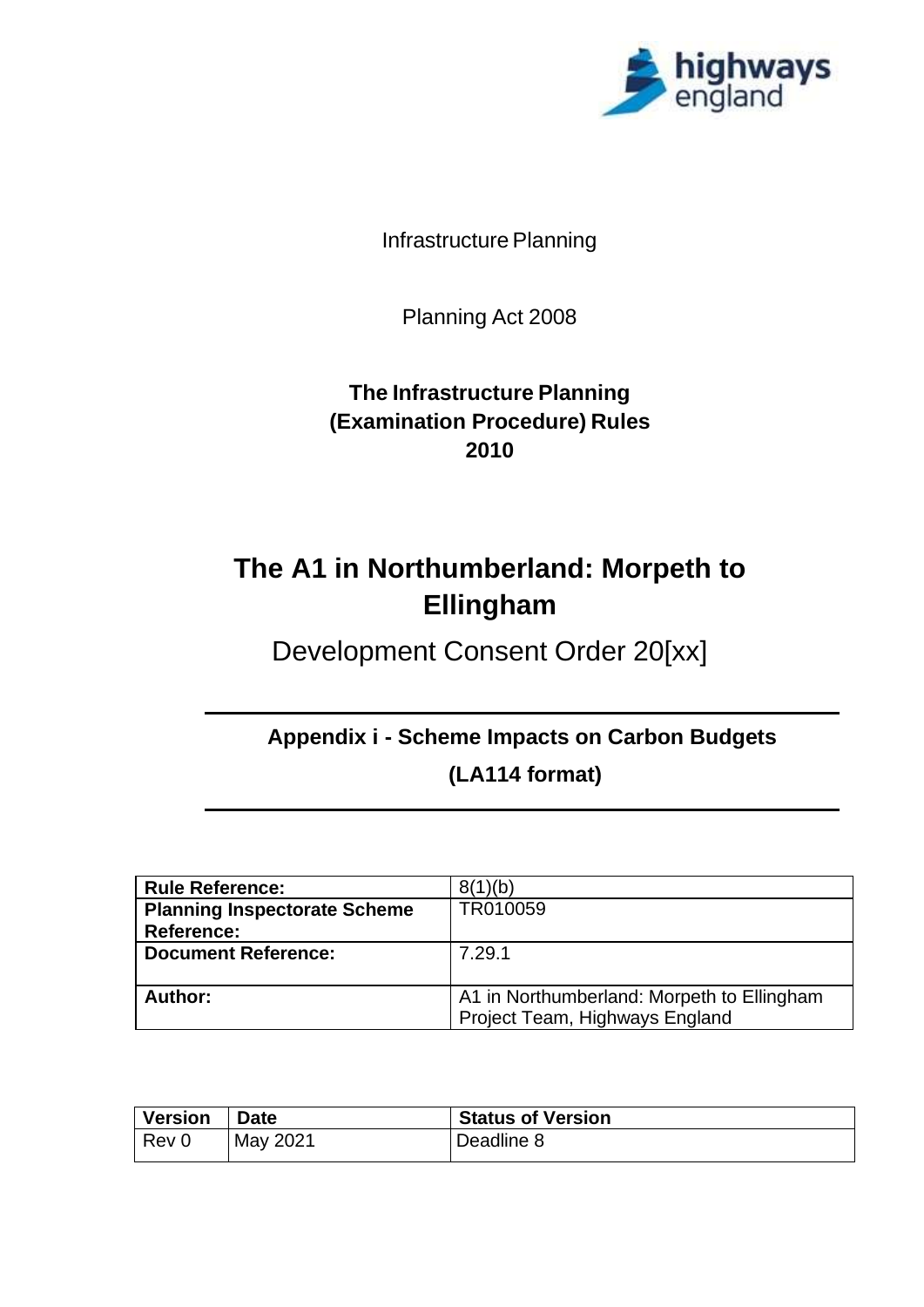Infrastructure Planning

Planning Act 2008

**The Infrastructure Planning (Examination Procedure) Rules 2010**

# The A1 in Northumberland: Morpeth to Ellingham

## Development Consent Order 20[xx]

### Appendix i - Scheme Impacts on Carbon Budgets (LA114 format)

| | |
|---|---|
| **Rule Reference:** | 8(1)(b) |
| **Planning Inspectorate Scheme Reference:** | TR010059 |
| **Document Reference:** | 7.29.1 |
| **Author:** | A1 in Northumberland: Morpeth to Ellingham Project Team, Highways England |

| Version | Date | Status of Version |
|---|---|---|
| Rev 0 | May 2021 | Deadline 8 |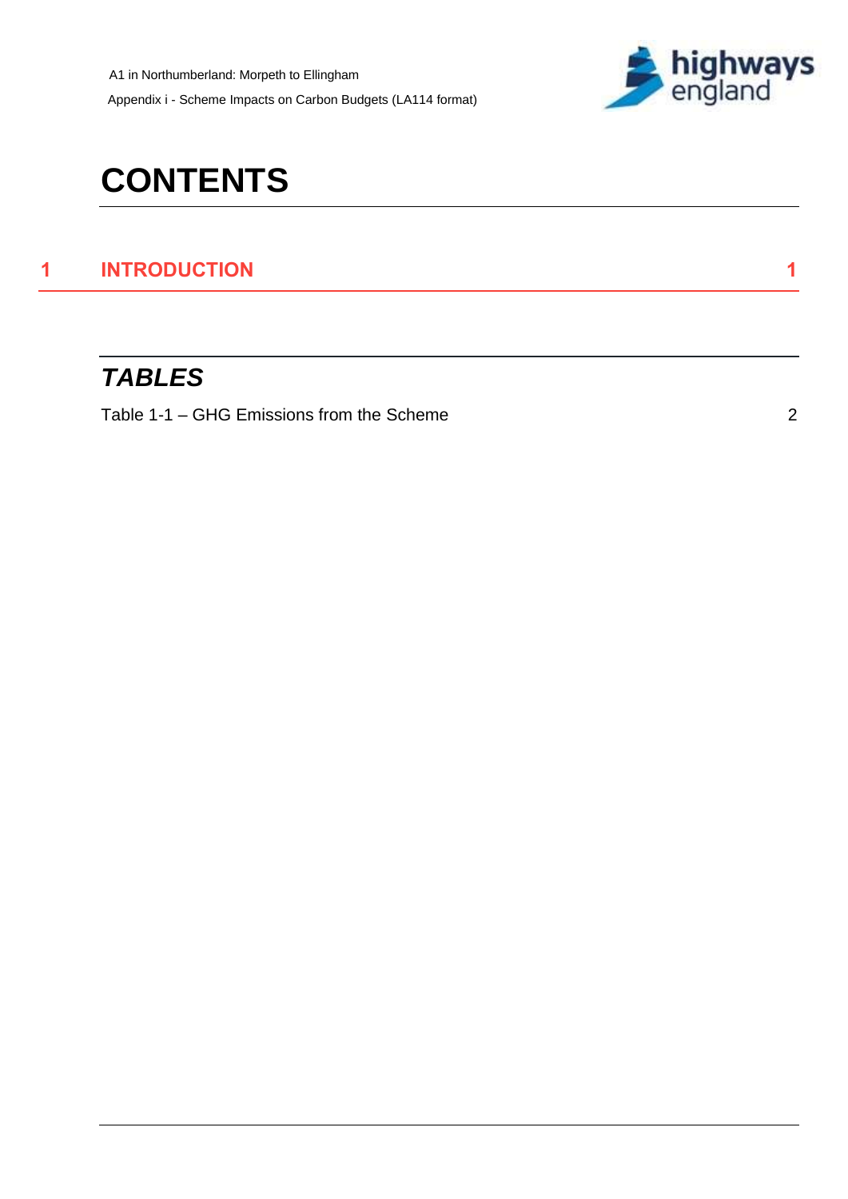# CONTENTS

**1 INTRODUCTION 1**

## *TABLES*

Table 1-1 – GHG Emissions from the Scheme 2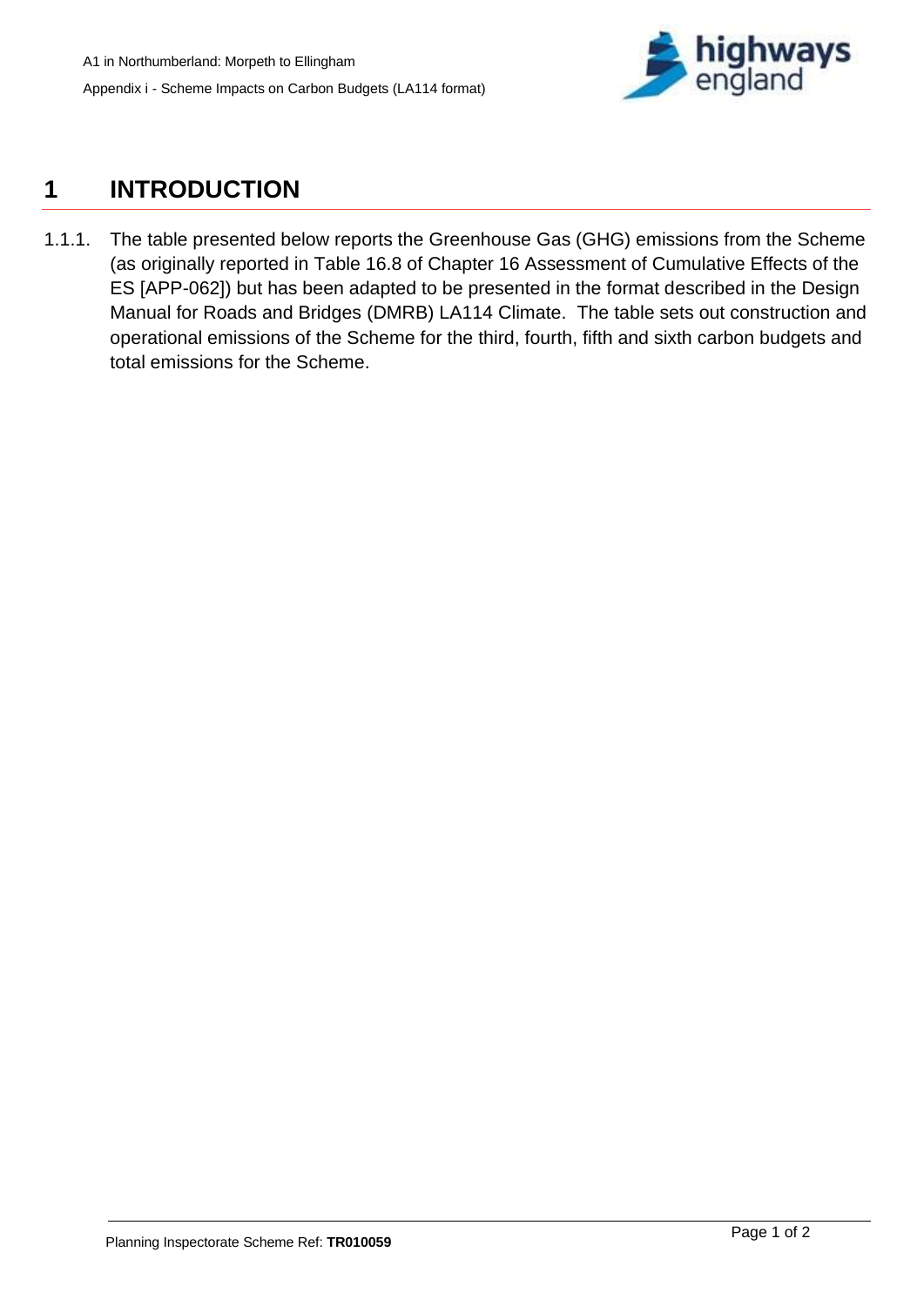# 1 INTRODUCTION

1.1.1. The table presented below reports the Greenhouse Gas (GHG) emissions from the Scheme (as originally reported in Table 16.8 of Chapter 16 Assessment of Cumulative Effects of the ES [APP-062]) but has been adapted to be presented in the format described in the Design Manual for Roads and Bridges (DMRB) LA114 Climate. The table sets out construction and operational emissions of the Scheme for the third, fourth, fifth and sixth carbon budgets and total emissions for the Scheme.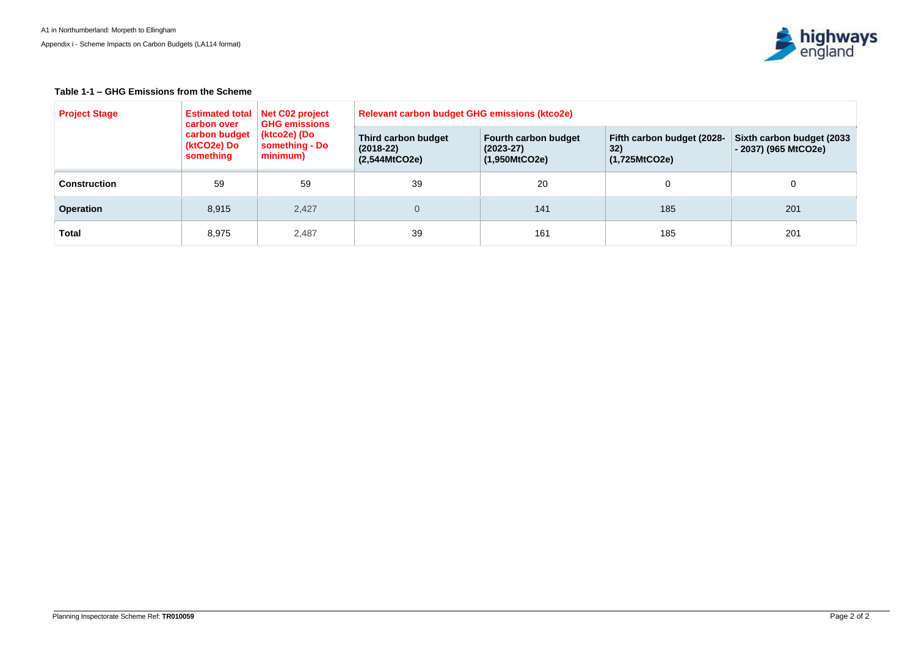**Table 1-1 – GHG Emissions from the Scheme**

| Project Stage | Estimated total carbon over carbon budget (ktCO2e) Do something | Net C02 project GHG emissions (ktco2e) (Do something - Do minimum) | Relevant carbon budget GHG emissions (ktco2e) | | | |
|---|---|---|---|---|---|---|
| | | | Third carbon budget (2018-22) (2,544MtCO2e) | Fourth carbon budget (2023-27) (1,950MtCO2e) | Fifth carbon budget (2028-32) (1,725MtCO2e) | Sixth carbon budget (2033 - 2037) (965 MtCO2e) |
| **Construction** | 59 | 59 | 39 | 20 | 0 | 0 |
| **Operation** | 8,915 | 2,427 | 0 | 141 | 185 | 201 |
| **Total** | 8,975 | 2,487 | 39 | 161 | 185 | 201 |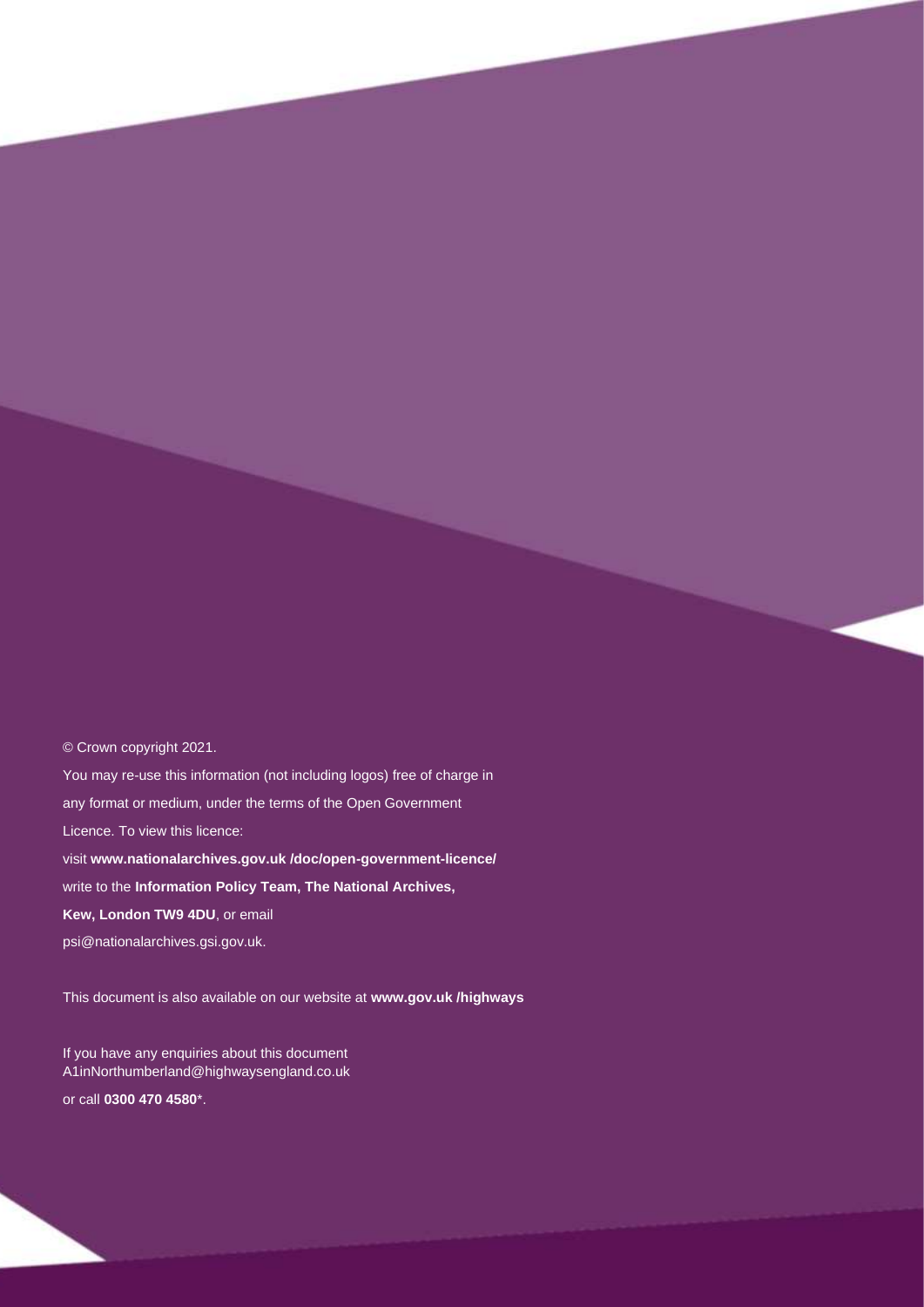© Crown copyright 2021.

You may re-use this information (not including logos) free of charge in any format or medium, under the terms of the Open Government Licence. To view this licence:

visit **www.nationalarchives.gov.uk /doc/open-government-licence/**

write to the **Information Policy Team, The National Archives, Kew, London TW9 4DU**, or email psi@nationalarchives.gsi.gov.uk.

This document is also available on our website at **www.gov.uk /highways**

If you have any enquiries about this document A1inNorthumberland@highwaysengland.co.uk

or call **0300 470 4580***.